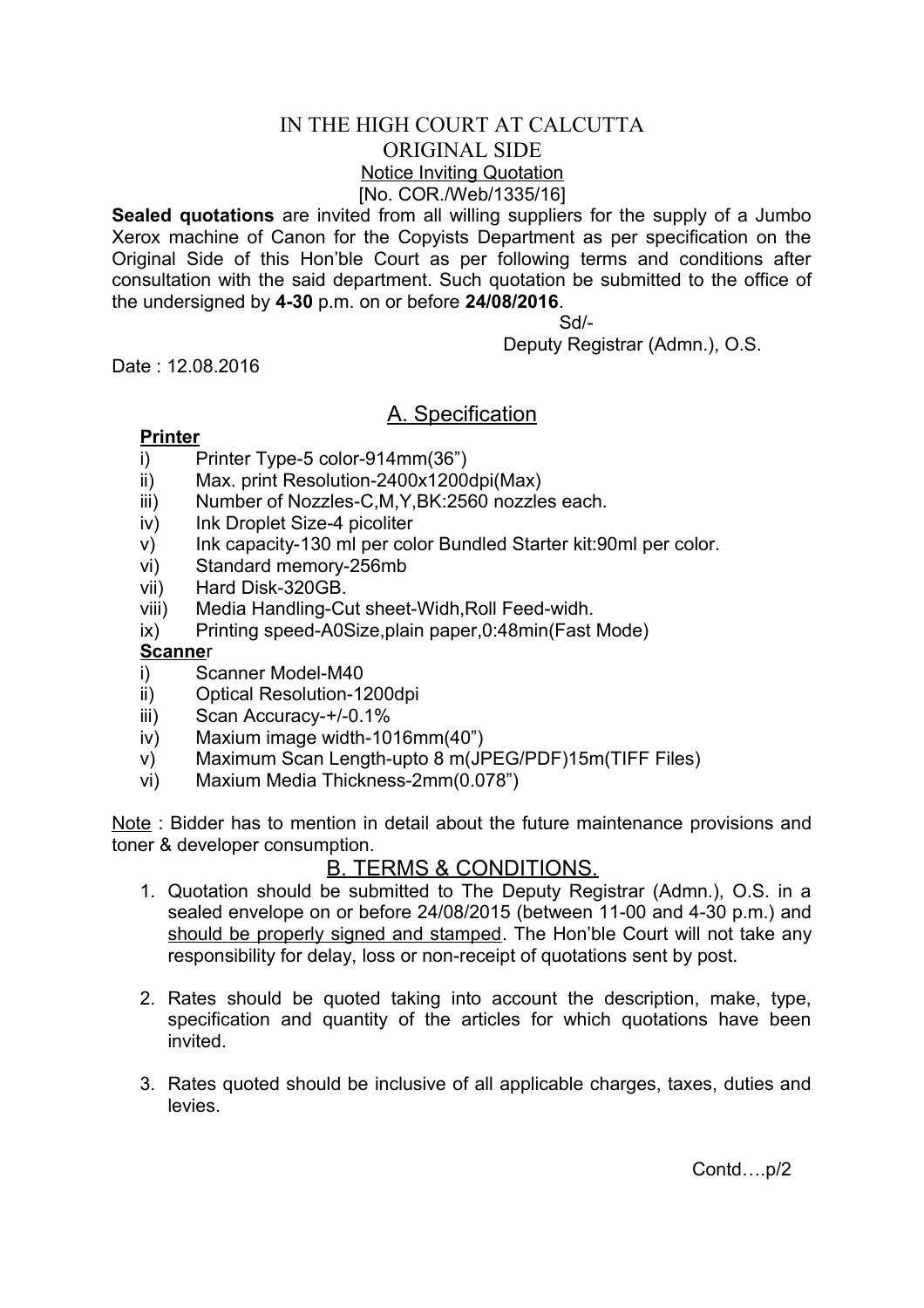IN THE HIGH COURT AT CALCUTTA

ORIGINAL SIDE

Notice Inviting Quotation

[No. COR./Web/1335/16]

**Sealed quotations** are invited from all willing suppliers for the supply of a Jumbo Xerox machine of Canon for the Copyists Department as per specification on the Original Side of this Hon'ble Court as per following terms and conditions after consultation with the said department. Such quotation be submitted to the office of the undersigned by **4-30** p.m. on or before **24/08/2016**.

Sd/-

Deputy Registrar (Admn.), O.S.

Date : 12.08.2016

## A. Specification

**Printer**

i) Printer Type-5 color-914mm(36")

ii) Max. print Resolution-2400x1200dpi(Max)

iii) Number of Nozzles-C,M,Y,BK:2560 nozzles each.

iv) Ink Droplet Size-4 picoliter

v) Ink capacity-130 ml per color Bundled Starter kit:90ml per color.

vi) Standard memory-256mb

vii) Hard Disk-320GB.

viii) Media Handling-Cut sheet-Widh,Roll Feed-widh.

ix) Printing speed-A0Size,plain paper,0:48min(Fast Mode)

**Scanner**

i) Scanner Model-M40

ii) Optical Resolution-1200dpi

iii) Scan Accuracy-+/-0.1%

iv) Maxium image width-1016mm(40")

v) Maximum Scan Length-upto 8 m(JPEG/PDF)15m(TIFF Files)

vi) Maxium Media Thickness-2mm(0.078")

Note : Bidder has to mention in detail about the future maintenance provisions and toner & developer consumption.

## B. TERMS & CONDITIONS.

1. Quotation should be submitted to The Deputy Registrar (Admn.), O.S. in a sealed envelope on or before 24/08/2015 (between 11-00 and 4-30 p.m.) and should be properly signed and stamped. The Hon'ble Court will not take any responsibility for delay, loss or non-receipt of quotations sent by post.

2. Rates should be quoted taking into account the description, make, type, specification and quantity of the articles for which quotations have been invited.

3. Rates quoted should be inclusive of all applicable charges, taxes, duties and levies.

Contd….p/2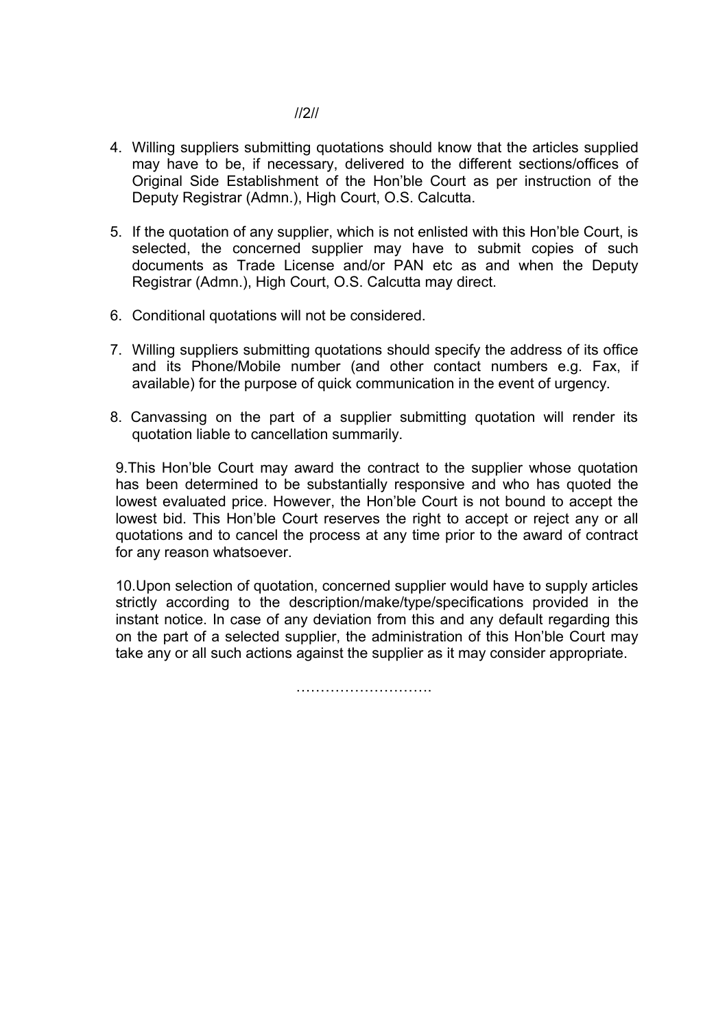4. Willing suppliers submitting quotations should know that the articles supplied may have to be, if necessary, delivered to the different sections/offices of Original Side Establishment of the Hon'ble Court as per instruction of the Deputy Registrar (Admn.), High Court, O.S. Calcutta.

5. If the quotation of any supplier, which is not enlisted with this Hon'ble Court, is selected, the concerned supplier may have to submit copies of such documents as Trade License and/or PAN etc as and when the Deputy Registrar (Admn.), High Court, O.S. Calcutta may direct.

6. Conditional quotations will not be considered.

7. Willing suppliers submitting quotations should specify the address of its office and its Phone/Mobile number (and other contact numbers e.g. Fax, if available) for the purpose of quick communication in the event of urgency.

8. Canvassing on the part of a supplier submitting quotation will render its quotation liable to cancellation summarily.

9. This Hon'ble Court may award the contract to the supplier whose quotation has been determined to be substantially responsive and who has quoted the lowest evaluated price. However, the Hon'ble Court is not bound to accept the lowest bid. This Hon'ble Court reserves the right to accept or reject any or all quotations and to cancel the process at any time prior to the award of contract for any reason whatsoever.

10. Upon selection of quotation, concerned supplier would have to supply articles strictly according to the description/make/type/specifications provided in the instant notice. In case of any deviation from this and any default regarding this on the part of a selected supplier, the administration of this Hon'ble Court may take any or all such actions against the supplier as it may consider appropriate.

………………………